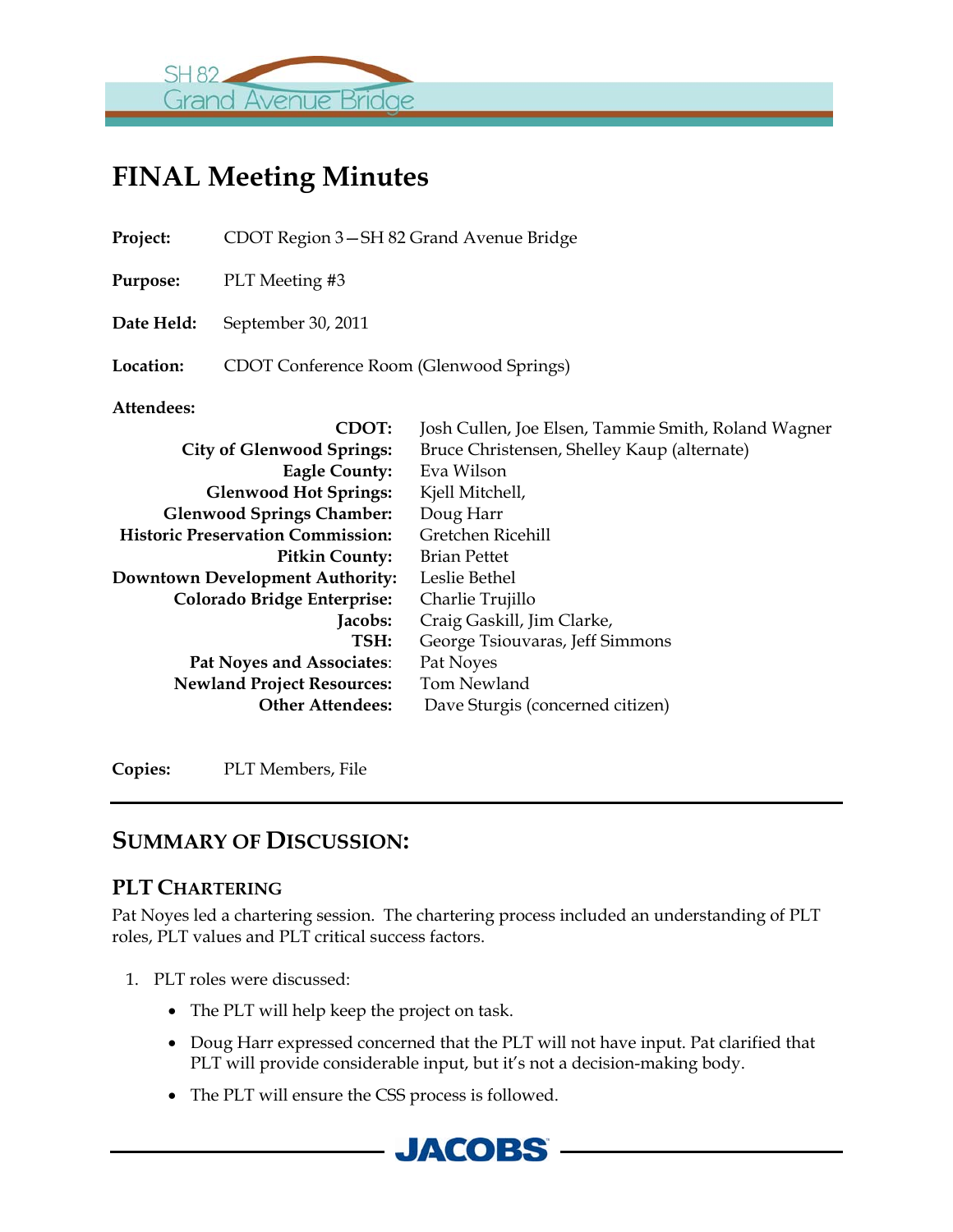# FINAL Meeting Minutes

**Project:** CDOT Region 3—SH 82 Grand Avenue Bridge

**Purpose:** PLT Meeting #3

**Date Held:** September 30, 2011

**Location:** CDOT Conference Room (Glenwood Springs)

**Attendees:**

| | |
|---|---|
| **CDOT:** | Josh Cullen, Joe Elsen, Tammie Smith, Roland Wagner |
| **City of Glenwood Springs:** | Bruce Christensen, Shelley Kaup (alternate) |
| **Eagle County:** | Eva Wilson |
| **Glenwood Hot Springs:** | Kjell Mitchell, |
| **Glenwood Springs Chamber:** | Doug Harr |
| **Historic Preservation Commission:** | Gretchen Ricehill |
| **Pitkin County:** | Brian Pettet |
| **Downtown Development Authority:** | Leslie Bethel |
| **Colorado Bridge Enterprise:** | Charlie Trujillo |
| **Jacobs:** | Craig Gaskill, Jim Clarke, |
| **TSH:** | George Tsiouvaras, Jeff Simmons |
| **Pat Noyes and Associates**: | Pat Noyes |
| **Newland Project Resources:** | Tom Newland |
| **Other Attendees:** | Dave Sturgis (concerned citizen) |

**Copies:** PLT Members, File

## SUMMARY OF DISCUSSION:

### PLT CHARTERING

Pat Noyes led a chartering session. The chartering process included an understanding of PLT roles, PLT values and PLT critical success factors.

1. PLT roles were discussed:
   - The PLT will help keep the project on task.
   - Doug Harr expressed concerned that the PLT will not have input. Pat clarified that PLT will provide considerable input, but it's not a decision-making body.
   - The PLT will ensure the CSS process is followed.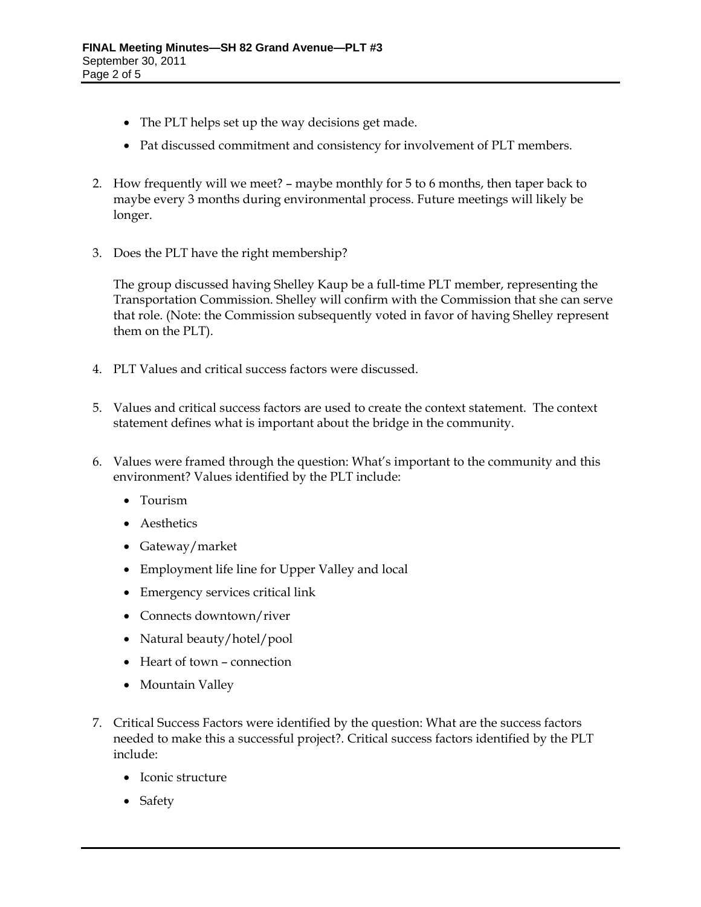- The PLT helps set up the way decisions get made.
- Pat discussed commitment and consistency for involvement of PLT members.

2. How frequently will we meet? – maybe monthly for 5 to 6 months, then taper back to maybe every 3 months during environmental process. Future meetings will likely be longer.

3. Does the PLT have the right membership?

   The group discussed having Shelley Kaup be a full-time PLT member, representing the Transportation Commission. Shelley will confirm with the Commission that she can serve that role. (Note: the Commission subsequently voted in favor of having Shelley represent them on the PLT).

4. PLT Values and critical success factors were discussed.

5. Values and critical success factors are used to create the context statement. The context statement defines what is important about the bridge in the community.

6. Values were framed through the question: What's important to the community and this environment? Values identified by the PLT include:

   - Tourism
   - Aesthetics
   - Gateway/market
   - Employment life line for Upper Valley and local
   - Emergency services critical link
   - Connects downtown/river
   - Natural beauty/hotel/pool
   - Heart of town – connection
   - Mountain Valley

7. Critical Success Factors were identified by the question: What are the success factors needed to make this a successful project?. Critical success factors identified by the PLT include:

   - Iconic structure
   - Safety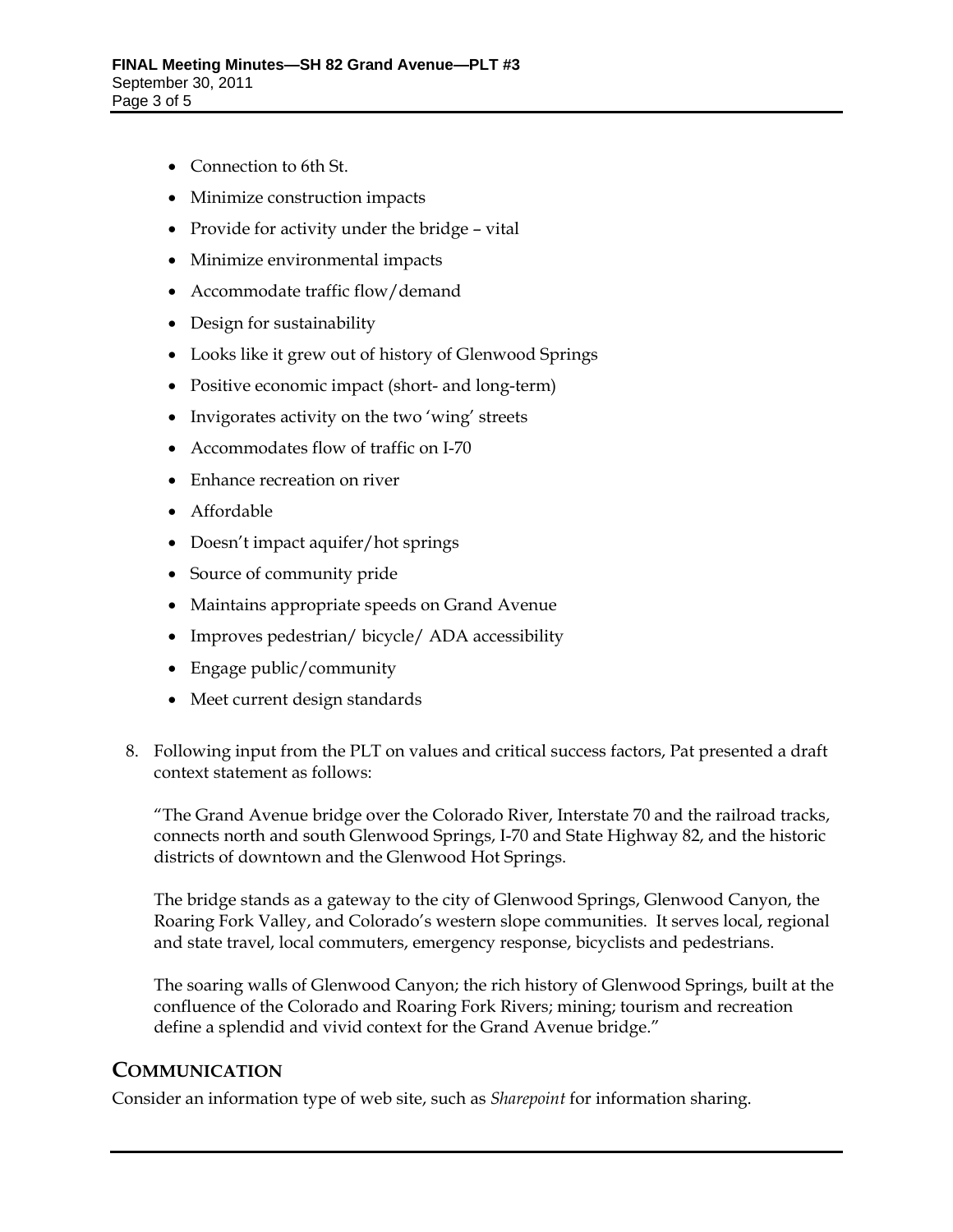- Connection to 6th St.
- Minimize construction impacts
- Provide for activity under the bridge – vital
- Minimize environmental impacts
- Accommodate traffic flow/demand
- Design for sustainability
- Looks like it grew out of history of Glenwood Springs
- Positive economic impact (short- and long-term)
- Invigorates activity on the two 'wing' streets
- Accommodates flow of traffic on I-70
- Enhance recreation on river
- Affordable
- Doesn't impact aquifer/hot springs
- Source of community pride
- Maintains appropriate speeds on Grand Avenue
- Improves pedestrian/ bicycle/ ADA accessibility
- Engage public/community
- Meet current design standards

8. Following input from the PLT on values and critical success factors, Pat presented a draft context statement as follows:

   "The Grand Avenue bridge over the Colorado River, Interstate 70 and the railroad tracks, connects north and south Glenwood Springs, I-70 and State Highway 82, and the historic districts of downtown and the Glenwood Hot Springs.

   The bridge stands as a gateway to the city of Glenwood Springs, Glenwood Canyon, the Roaring Fork Valley, and Colorado's western slope communities. It serves local, regional and state travel, local commuters, emergency response, bicyclists and pedestrians.

   The soaring walls of Glenwood Canyon; the rich history of Glenwood Springs, built at the confluence of the Colorado and Roaring Fork Rivers; mining; tourism and recreation define a splendid and vivid context for the Grand Avenue bridge."

## COMMUNICATION

Consider an information type of web site, such as *Sharepoint* for information sharing.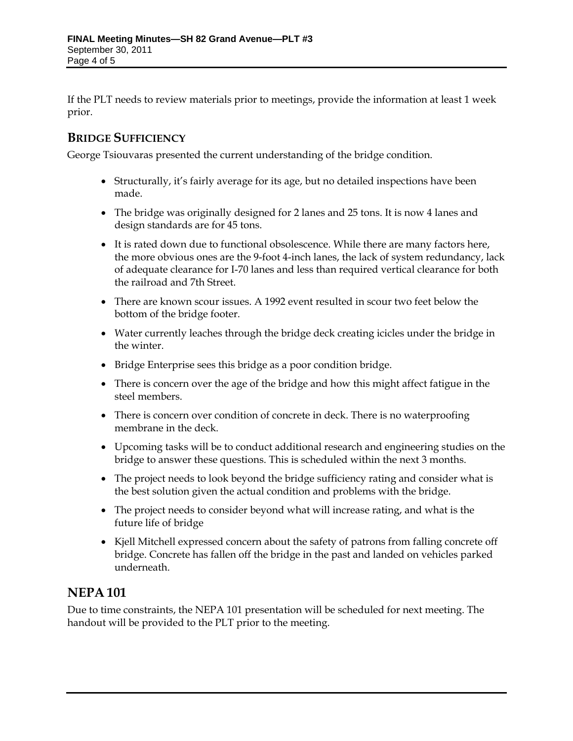If the PLT needs to review materials prior to meetings, provide the information at least 1 week prior.

## Bridge Sufficiency

George Tsiouvaras presented the current understanding of the bridge condition.

- Structurally, it's fairly average for its age, but no detailed inspections have been made.
- The bridge was originally designed for 2 lanes and 25 tons. It is now 4 lanes and design standards are for 45 tons.
- It is rated down due to functional obsolescence. While there are many factors here, the more obvious ones are the 9-foot 4-inch lanes, the lack of system redundancy, lack of adequate clearance for I-70 lanes and less than required vertical clearance for both the railroad and 7th Street.
- There are known scour issues. A 1992 event resulted in scour two feet below the bottom of the bridge footer.
- Water currently leaches through the bridge deck creating icicles under the bridge in the winter.
- Bridge Enterprise sees this bridge as a poor condition bridge.
- There is concern over the age of the bridge and how this might affect fatigue in the steel members.
- There is concern over condition of concrete in deck. There is no waterproofing membrane in the deck.
- Upcoming tasks will be to conduct additional research and engineering studies on the bridge to answer these questions. This is scheduled within the next 3 months.
- The project needs to look beyond the bridge sufficiency rating and consider what is the best solution given the actual condition and problems with the bridge.
- The project needs to consider beyond what will increase rating, and what is the future life of bridge
- Kjell Mitchell expressed concern about the safety of patrons from falling concrete off bridge. Concrete has fallen off the bridge in the past and landed on vehicles parked underneath.

## NEPA 101

Due to time constraints, the NEPA 101 presentation will be scheduled for next meeting. The handout will be provided to the PLT prior to the meeting.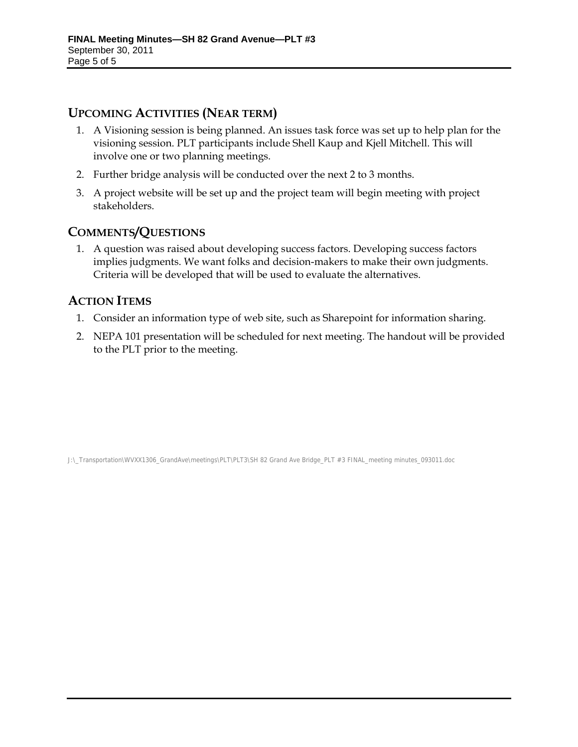## Upcoming Activities (Near term)

1. A Visioning session is being planned. An issues task force was set up to help plan for the visioning session. PLT participants include Shell Kaup and Kjell Mitchell. This will involve one or two planning meetings.
2. Further bridge analysis will be conducted over the next 2 to 3 months.
3. A project website will be set up and the project team will begin meeting with project stakeholders.

## Comments/Questions

1. A question was raised about developing success factors. Developing success factors implies judgments. We want folks and decision-makers to make their own judgments. Criteria will be developed that will be used to evaluate the alternatives.

## Action Items

1. Consider an information type of web site, such as Sharepoint for information sharing.
2. NEPA 101 presentation will be scheduled for next meeting. The handout will be provided to the PLT prior to the meeting.

J:\_Transportation\WVXX1306_GrandAve\meetings\PLT\PLT3\SH 82 Grand Ave Bridge_PLT #3 FINAL_meeting minutes_093011.doc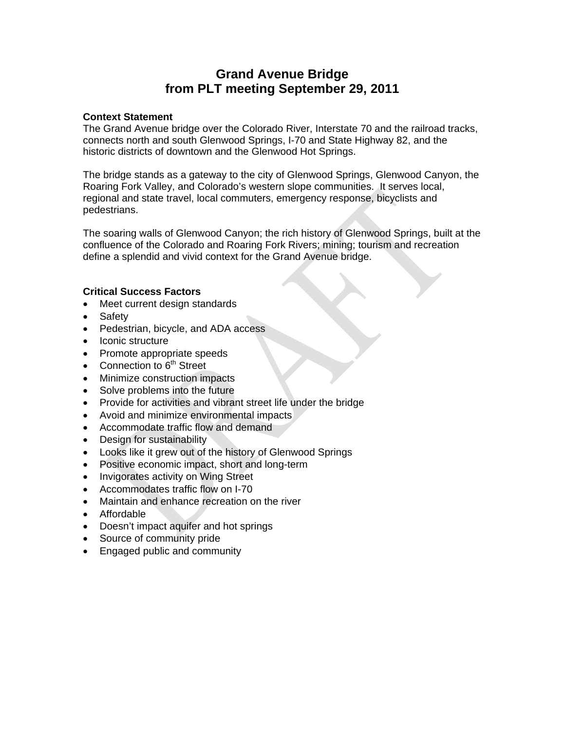# Grand Avenue Bridge
# from PLT meeting September 29, 2011

**Context Statement**

The Grand Avenue bridge over the Colorado River, Interstate 70 and the railroad tracks, connects north and south Glenwood Springs, I-70 and State Highway 82, and the historic districts of downtown and the Glenwood Hot Springs.

The bridge stands as a gateway to the city of Glenwood Springs, Glenwood Canyon, the Roaring Fork Valley, and Colorado's western slope communities. It serves local, regional and state travel, local commuters, emergency response, bicyclists and pedestrians.

The soaring walls of Glenwood Canyon; the rich history of Glenwood Springs, built at the confluence of the Colorado and Roaring Fork Rivers; mining; tourism and recreation define a splendid and vivid context for the Grand Avenue bridge.

**Critical Success Factors**

- Meet current design standards
- Safety
- Pedestrian, bicycle, and ADA access
- Iconic structure
- Promote appropriate speeds
- Connection to 6th Street
- Minimize construction impacts
- Solve problems into the future
- Provide for activities and vibrant street life under the bridge
- Avoid and minimize environmental impacts
- Accommodate traffic flow and demand
- Design for sustainability
- Looks like it grew out of the history of Glenwood Springs
- Positive economic impact, short and long-term
- Invigorates activity on Wing Street
- Accommodates traffic flow on I-70
- Maintain and enhance recreation on the river
- Affordable
- Doesn't impact aquifer and hot springs
- Source of community pride
- Engaged public and community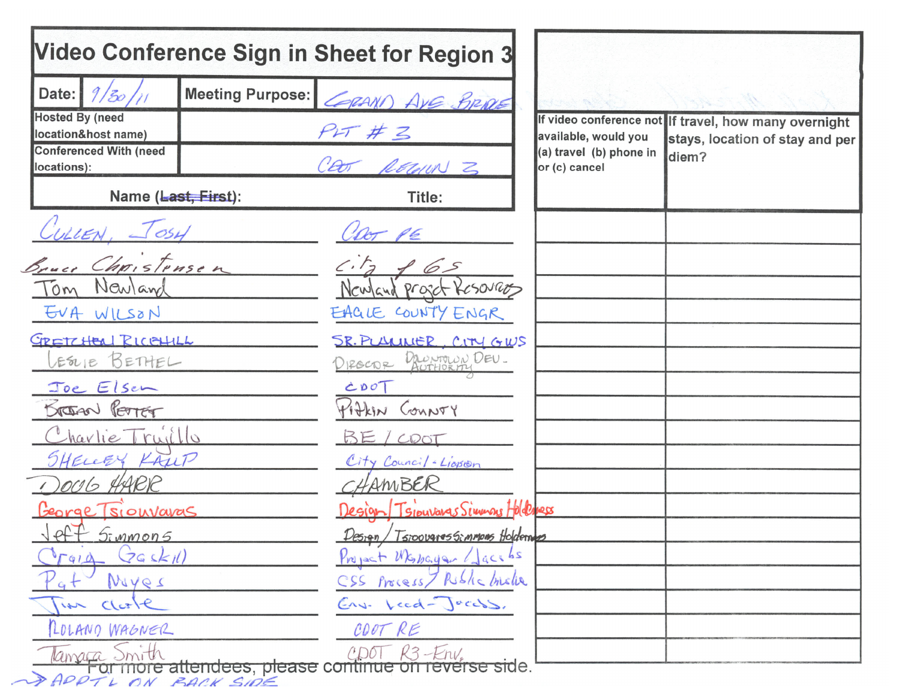# Video Conference Sign in Sheet for Region 3

| Date: | 9/30/11 | Meeting Purpose: | GRAND AVE BRIDGE |
|---|---|---|---|
| Hosted By (need location&host name) | | PLT # 3 | |
| Conferenced With (need locations): | | CDOT REGION 3 | |

| Name (~~Last, First~~): | Title: | If video conference not available, would you (a) travel (b) phone in or (c) cancel | If travel, how many overnight stays, location of stay and per diem? |
|---|---|---|---|
| CULLEN, JOSH | CDOT PE | | |
| Bruce Christensen | City of GS | | |
| Tom Newland | Newland Project Resources | | |
| EVA WILSON | EAGLE COUNTY ENGR | | |
| GRETCHEN RICEHILL | SR. PLANNER, CITY GWS | | |
| LESLIE BETHEL | DIRECTOR DOWNTOWN DEV. AUTHORITY | | |
| Joe Elsen | CDOT | | |
| BRIAN PETTET | Pitkin County | | |
| Charlie Trujillo | BE / CDOT | | |
| SHELLEY KAUP | City Council - Liaison | | |
| DOUG HARR | CHAMBER | | |
| George Tsiouvaras | Design / Tsiouvaras Simmons Holderness | | |
| Jeff Simmons | Design / Tsiouvaras Simmons Holderness | | |
| Craig Gaskill | Project Manager / Jacobs | | |
| Pat Noyes | CSS Process / Public Involve | | |
| Jim Clarke | Env. Lead - Jacobs. | | |
| ROLAND WAGNER | CDOT RE | | |
| Tamara Smith | CDOT R3-Env. | | |

For more attendees, please continue on reverse side.

→ ADDT'L ON BACK SIDE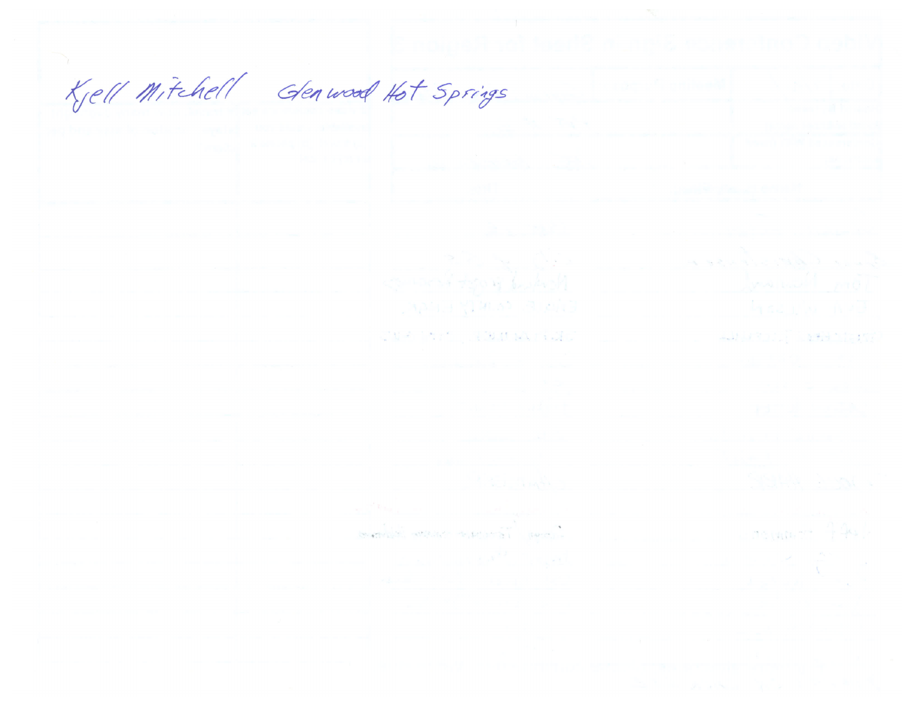Kjell Mitchell Glenwood Hot Springs